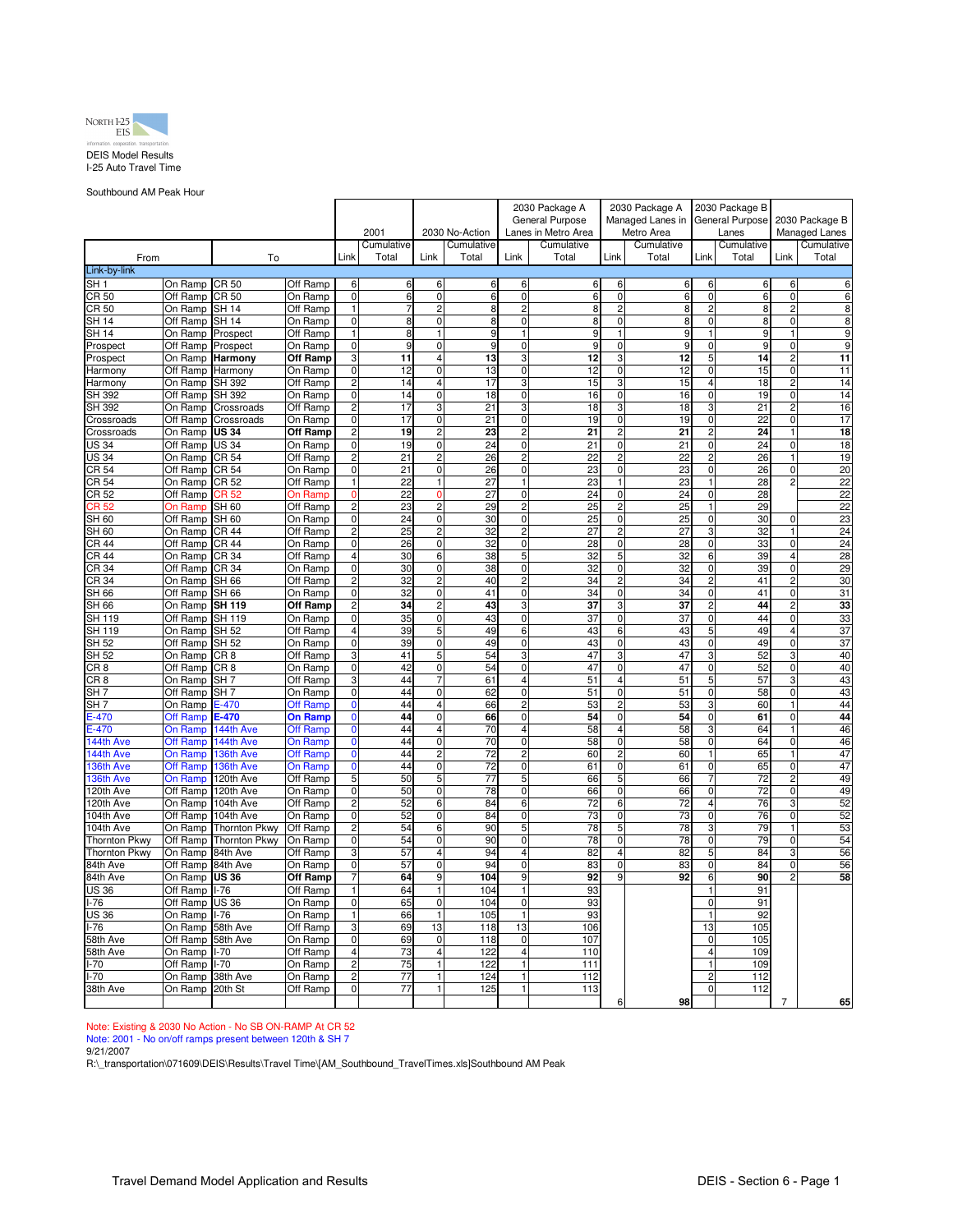North I-25 EIS

DEIS Model Results
I-25 Auto Travel Time

Southbound AM Peak Hour

| From | | To | | 2001 | | 2030 No-Action | | 2030 Package A General Purpose Lanes in Metro Area | | 2030 Package A Managed Lanes in Metro Area | | 2030 Package B General Purpose Lanes | | 2030 Package B Managed Lanes | |
|---|---|---|---|---|---|---|---|---|---|---|---|---|---|---|---|
| | | | | Link | Cumulative Total | Link | Cumulative Total | Link | Cumulative Total | Link | Cumulative Total | Link | Cumulative Total | Link | Cumulative Total |
| Link-by-link | | | | | | | | | | | | | | | |
| SH 1 | On Ramp | CR 50 | Off Ramp | 6 | 6 | 6 | 6 | 6 | 6 | 6 | 6 | 6 | 6 | 6 | 6 |
| CR 50 | Off Ramp | CR 50 | On Ramp | 0 | 6 | 0 | 6 | 0 | 6 | 0 | 6 | 0 | 6 | 0 | 6 |
| CR 50 | On Ramp | SH 14 | Off Ramp | 1 | 7 | 2 | 8 | 2 | 8 | 2 | 8 | 2 | 8 | 2 | 8 |
| SH 14 | Off Ramp | SH 14 | On Ramp | 0 | 8 | 0 | 8 | 0 | 8 | 0 | 8 | 0 | 8 | 0 | 8 |
| SH 14 | On Ramp | Prospect | Off Ramp | 1 | 8 | 1 | 9 | 1 | 9 | 1 | 9 | 1 | 9 | 1 | 9 |
| Prospect | Off Ramp | Prospect | On Ramp | 0 | 9 | 0 | 9 | 0 | 9 | 0 | 9 | 0 | 9 | 0 | 9 |
| Prospect | On Ramp | **Harmony** | **Off Ramp** | 3 | **11** | 4 | **13** | 3 | **12** | 3 | **12** | 5 | **14** | 2 | **11** |
| Harmony | Off Ramp | Harmony | On Ramp | 0 | 12 | 0 | 13 | 0 | 12 | 0 | 12 | 0 | 15 | 0 | 11 |
| Harmony | On Ramp | SH 392 | Off Ramp | 2 | 14 | 4 | 17 | 3 | 15 | 3 | 15 | 4 | 18 | 2 | 14 |
| SH 392 | Off Ramp | SH 392 | On Ramp | 0 | 14 | 0 | 18 | 0 | 16 | 0 | 16 | 0 | 19 | 0 | 14 |
| SH 392 | On Ramp | Crossroads | Off Ramp | 2 | 17 | 3 | 21 | 3 | 18 | 3 | 18 | 3 | 21 | 2 | 16 |
| Crossroads | Off Ramp | Crossroads | On Ramp | 0 | 17 | 0 | 21 | 0 | 19 | 0 | 19 | 0 | 22 | 0 | 17 |
| Crossroads | On Ramp | **US 34** | **Off Ramp** | 2 | **19** | 2 | **23** | 2 | **21** | 2 | **21** | 2 | **24** | 1 | **18** |
| US 34 | Off Ramp | US 34 | On Ramp | 0 | 19 | 0 | 24 | 0 | 21 | 0 | 21 | 0 | 24 | 0 | 18 |
| US 34 | On Ramp | CR 54 | Off Ramp | 2 | 21 | 2 | 26 | 2 | 22 | 2 | 22 | 2 | 26 | 1 | 19 |
| CR 54 | Off Ramp | CR 54 | On Ramp | 0 | 21 | 0 | 26 | 0 | 23 | 0 | 23 | 0 | 26 | 0 | 20 |
| CR 54 | On Ramp | CR 52 | Off Ramp | 1 | 22 | 1 | 27 | 1 | 23 | 1 | 23 | 1 | 28 | 2 | 22 |
| CR 52 | Off Ramp | CR 52 | On Ramp | 0 | 22 | 0 | 27 | 0 | 24 | 0 | 24 | 0 | 28 | | 22 |
| CR 52 | On Ramp | SH 60 | Off Ramp | 2 | 23 | 2 | 29 | 2 | 25 | 2 | 25 | 1 | 29 | | 22 |
| SH 60 | Off Ramp | SH 60 | On Ramp | 0 | 24 | 0 | 30 | 0 | 25 | 0 | 25 | 0 | 30 | 0 | 23 |
| SH 60 | On Ramp | CR 44 | Off Ramp | 2 | 25 | 2 | 32 | 2 | 27 | 2 | 27 | 3 | 32 | 1 | 24 |
| CR 44 | Off Ramp | CR 44 | On Ramp | 0 | 26 | 0 | 32 | 0 | 28 | 0 | 28 | 0 | 33 | 0 | 24 |
| CR 44 | On Ramp | CR 34 | Off Ramp | 4 | 30 | 6 | 38 | 5 | 32 | 5 | 32 | 6 | 39 | 4 | 28 |
| CR 34 | Off Ramp | CR 34 | On Ramp | 0 | 30 | 0 | 38 | 0 | 32 | 0 | 32 | 0 | 39 | 0 | 29 |
| CR 34 | On Ramp | SH 66 | Off Ramp | 2 | 32 | 2 | 40 | 2 | 34 | 2 | 34 | 2 | 41 | 2 | 30 |
| SH 66 | Off Ramp | SH 66 | On Ramp | 0 | 32 | 0 | 41 | 0 | 34 | 0 | 34 | 0 | 41 | 0 | 31 |
| SH 66 | On Ramp | **SH 119** | **Off Ramp** | 2 | **34** | 2 | **43** | 3 | **37** | 3 | **37** | 2 | **44** | 2 | **33** |
| SH 119 | Off Ramp | SH 119 | On Ramp | 0 | 35 | 0 | 43 | 0 | 37 | 0 | 37 | 0 | 44 | 0 | 33 |
| SH 119 | On Ramp | SH 52 | Off Ramp | 4 | 39 | 5 | 49 | 6 | 43 | 6 | 43 | 5 | 49 | 4 | 37 |
| SH 52 | Off Ramp | SH 52 | On Ramp | 0 | 39 | 0 | 49 | 0 | 43 | 0 | 43 | 0 | 49 | 0 | 37 |
| SH 52 | On Ramp | CR 8 | Off Ramp | 3 | 41 | 5 | 54 | 3 | 47 | 3 | 47 | 3 | 52 | 3 | 40 |
| CR 8 | Off Ramp | CR 8 | On Ramp | 0 | 42 | 0 | 54 | 0 | 47 | 0 | 47 | 0 | 52 | 0 | 40 |
| CR 8 | On Ramp | SH 7 | Off Ramp | 3 | 44 | 7 | 61 | 4 | 51 | 4 | 51 | 5 | 57 | 3 | 43 |
| SH 7 | Off Ramp | SH 7 | On Ramp | 0 | 44 | 0 | 62 | 0 | 51 | 0 | 51 | 0 | 58 | 0 | 43 |
| SH 7 | On Ramp | E-470 | Off Ramp | 0 | 44 | 4 | 66 | 2 | 53 | 2 | 53 | 3 | 60 | 1 | 44 |
| E-470 | Off Ramp | **E-470** | **On Ramp** | 0 | **44** | 0 | **66** | 0 | **54** | 0 | **54** | 0 | **61** | 0 | **44** |
| E-470 | On Ramp | 144th Ave | Off Ramp | 0 | 44 | 4 | 70 | 4 | 58 | 4 | 58 | 3 | 64 | 1 | 46 |
| 144th Ave | Off Ramp | 144th Ave | On Ramp | 0 | 44 | 0 | 70 | 0 | 58 | 0 | 58 | 0 | 64 | 0 | 46 |
| 144th Ave | On Ramp | 136th Ave | Off Ramp | 0 | 44 | 2 | 72 | 2 | 60 | 2 | 60 | 1 | 65 | 1 | 47 |
| 136th Ave | Off Ramp | 136th Ave | On Ramp | 0 | 44 | 0 | 72 | 0 | 61 | 0 | 61 | 0 | 65 | 0 | 47 |
| 136th Ave | On Ramp | 120th Ave | Off Ramp | 5 | 50 | 5 | 77 | 5 | 66 | 5 | 66 | 7 | 72 | 2 | 49 |
| 120th Ave | Off Ramp | 120th Ave | On Ramp | 0 | 50 | 0 | 78 | 0 | 66 | 0 | 66 | 0 | 72 | 0 | 49 |
| 120th Ave | On Ramp | 104th Ave | Off Ramp | 2 | 52 | 6 | 84 | 6 | 72 | 6 | 72 | 4 | 76 | 3 | 52 |
| 104th Ave | Off Ramp | 104th Ave | On Ramp | 0 | 52 | 0 | 84 | 0 | 73 | 0 | 73 | 0 | 76 | 0 | 52 |
| 104th Ave | On Ramp | Thornton Pkwy | Off Ramp | 2 | 54 | 6 | 90 | 5 | 78 | 5 | 78 | 3 | 79 | 1 | 53 |
| Thornton Pkwy | Off Ramp | Thornton Pkwy | On Ramp | 0 | 54 | 0 | 90 | 0 | 78 | 0 | 78 | 0 | 79 | 0 | 54 |
| Thornton Pkwy | On Ramp | 84th Ave | Off Ramp | 3 | 57 | 4 | 94 | 4 | 82 | 4 | 82 | 5 | 84 | 3 | 56 |
| 84th Ave | Off Ramp | 84th Ave | On Ramp | 0 | 57 | 0 | 94 | 0 | 83 | 0 | 83 | 0 | 84 | 0 | 56 |
| 84th Ave | On Ramp | **US 36** | **Off Ramp** | 7 | **64** | 9 | **104** | 9 | **92** | 9 | **92** | 6 | **90** | 2 | **58** |
| US 36 | Off Ramp | I-76 | Off Ramp | 1 | 64 | 1 | 104 | 1 | 93 | | | 1 | 91 | | |
| I-76 | Off Ramp | US 36 | On Ramp | 0 | 65 | 0 | 104 | 0 | 93 | | | 0 | 91 | | |
| US 36 | On Ramp | I-76 | On Ramp | 1 | 66 | 1 | 105 | 1 | 93 | | | 1 | 92 | | |
| I-76 | On Ramp | 58th Ave | Off Ramp | 3 | 69 | 13 | 118 | 13 | 106 | | | 13 | 105 | | |
| 58th Ave | Off Ramp | 58th Ave | On Ramp | 0 | 69 | 0 | 118 | 0 | 107 | | | 0 | 105 | | |
| 58th Ave | On Ramp | I-70 | Off Ramp | 4 | 73 | 4 | 122 | 4 | 110 | | | 4 | 109 | | |
| I-70 | Off Ramp | I-70 | On Ramp | 2 | 75 | 1 | 122 | 1 | 111 | | | 1 | 109 | | |
| I-70 | On Ramp | 38th Ave | On Ramp | 2 | 77 | 1 | 124 | 1 | 112 | | | 2 | 112 | | |
| 38th Ave | On Ramp | 20th St | Off Ramp | 0 | 77 | 1 | 125 | 1 | 113 | | | 0 | 112 | | |
| | | | | | | | | | | 6 | **98** | | | 7 | **65** |

Note: Existing & 2030 No Action - No SB ON-RAMP At CR 52
Note: 2001 - No on/off ramps present between 120th & SH 7
9/21/2007
R:\_transportation\071609\DEIS\Results\Travel Time\[AM_Southbound_TravelTimes.xls]Southbound AM Peak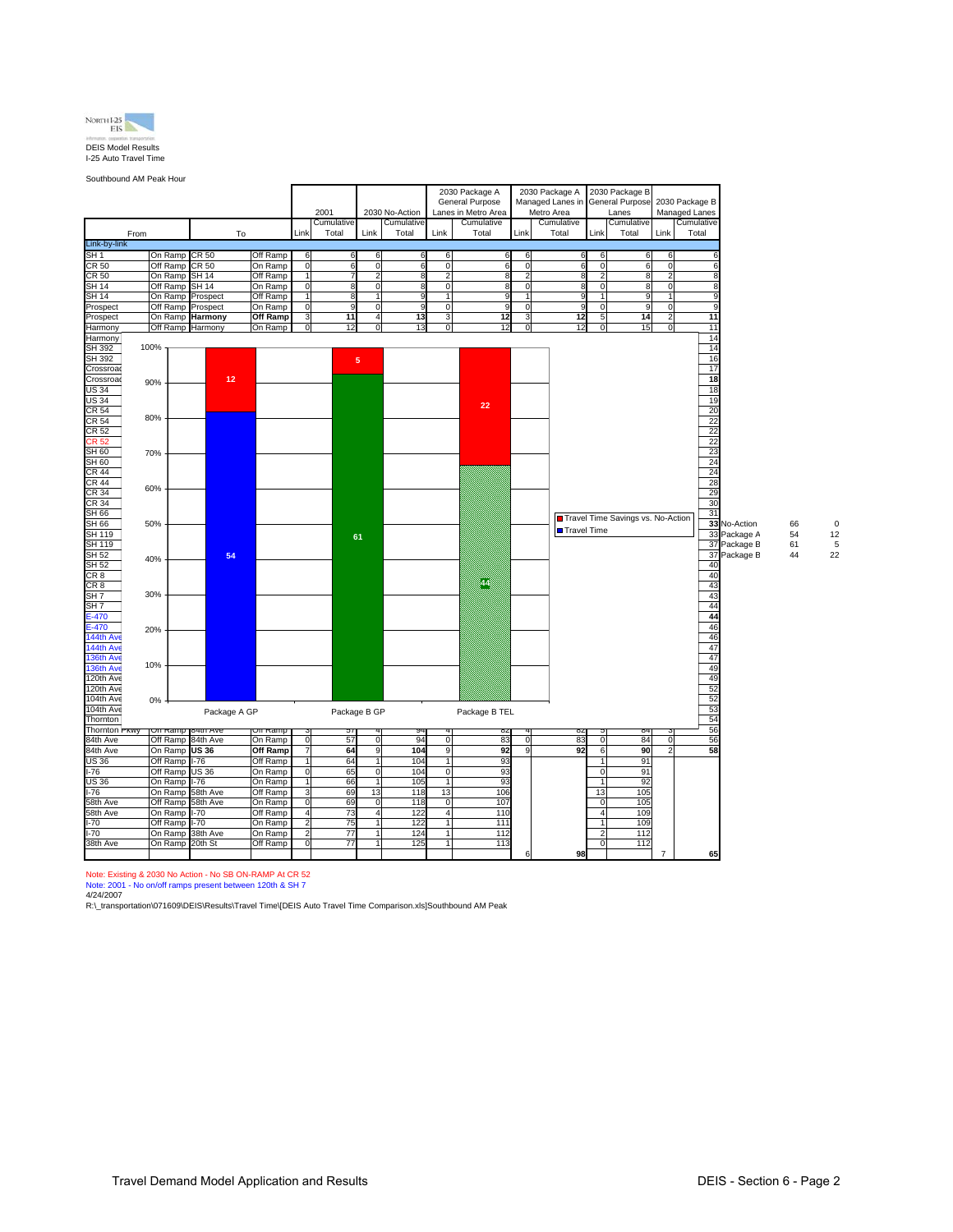NORTH I-25 EIS

information. cooperation. transportation.

DEIS Model Results

I-25 Auto Travel Time

Southbound AM Peak Hour

| From | | To | | 2001 Link | 2001 Cumulative Total | 2030 No-Action Link | 2030 No-Action Cumulative Total | 2030 Package A General Purpose Lanes in Metro Area Link | 2030 Package A General Purpose Lanes in Metro Area Cumulative Total | 2030 Package A Managed Lanes in Metro Area Link | 2030 Package A Managed Lanes in Metro Area Cumulative Total | 2030 Package B General Purpose Lanes Link | 2030 Package B General Purpose Lanes Cumulative Total | 2030 Package B Managed Lanes Link | 2030 Package B Managed Lanes Cumulative Total |
|---|---|---|---|---|---|---|---|---|---|---|---|---|---|---|---|
| Link-by-link | | | | | | | | | | | | | | | |
| SH 1 | On Ramp | CR 50 | Off Ramp | 6 | 6 | 6 | 6 | 6 | 6 | 6 | 6 | 6 | 6 | 6 | 6 |
| CR 50 | Off Ramp | CR 50 | On Ramp | 0 | 6 | 0 | 6 | 0 | 6 | 0 | 6 | 0 | 6 | 0 | 6 |
| CR 50 | On Ramp | SH 14 | Off Ramp | 1 | 7 | 2 | 8 | 2 | 8 | 2 | 8 | 2 | 8 | 2 | 8 |
| SH 14 | Off Ramp | SH 14 | On Ramp | 0 | 8 | 0 | 8 | 0 | 8 | 0 | 8 | 0 | 8 | 0 | 8 |
| SH 14 | On Ramp | Prospect | Off Ramp | 1 | 8 | 1 | 9 | 1 | 9 | 1 | 9 | 1 | 9 | 1 | 9 |
| Prospect | Off Ramp | Prospect | On Ramp | 0 | 9 | 0 | 9 | 0 | 9 | 0 | 9 | 0 | 9 | 0 | 9 |
| Prospect | On Ramp | **Harmony** | **Off Ramp** | 3 | **11** | 4 | **13** | 3 | **12** | 3 | **12** | 5 | **14** | 2 | **11** |
| Harmony | Off Ramp | Harmony | On Ramp | 0 | 12 | 0 | 13 | 0 | 12 | 0 | 12 | 0 | 15 | 0 | 11 |
| Harmony | | | | | | | | | | | | | | | 14 |
| SH 392 | | | | | | | | | | | | | | | 14 |
| SH 392 | | | | | | | | | | | | | | | 16 |
| Crossroad | | | | | | | | | | | | | | | 17 |
| Crossroad | | | | | | | | | | | | | | | **18** |
| US 34 | | | | | | | | | | | | | | | 18 |
| US 34 | | | | | | | | | | | | | | | 19 |
| CR 54 | | | | | | | | | | | | | | | 20 |
| CR 54 | | | | | | | | | | | | | | | 22 |
| CR 52 | | | | | | | | | | | | | | | 22 |
| CR 52 | | | | | | | | | | | | | | | 22 |
| SH 60 | | | | | | | | | | | | | | | 23 |
| SH 60 | | | | | | | | | | | | | | | 24 |
| CR 44 | | | | | | | | | | | | | | | 24 |
| CR 44 | | | | | | | | | | | | | | | 28 |
| CR 34 | | | | | | | | | | | | | | | 29 |
| CR 34 | | | | | | | | | | | | | | | 30 |
| SH 66 | | | | | | | | | | | | | | | 31 |
| SH 66 | | | | | | | | | | | | | | | **33** |
| SH 119 | | | | | | | | | | | | | | | 33 |
| SH 119 | | | | | | | | | | | | | | | 37 |
| SH 52 | | | | | | | | | | | | | | | 37 |
| SH 52 | | | | | | | | | | | | | | | 40 |
| CR 8 | | | | | | | | | | | | | | | 40 |
| CR 8 | | | | | | | | | | | | | | | 43 |
| SH 7 | | | | | | | | | | | | | | | 43 |
| SH 7 | | | | | | | | | | | | | | | 44 |
| E-470 | | | | | | | | | | | | | | | **44** |
| E-470 | | | | | | | | | | | | | | | 46 |
| 144th Ave | | | | | | | | | | | | | | | 46 |
| 144th Ave | | | | | | | | | | | | | | | 47 |
| 136th Ave | | | | | | | | | | | | | | | 47 |
| 136th Ave | | | | | | | | | | | | | | | 49 |
| 120th Ave | | | | | | | | | | | | | | | 49 |
| 120th Ave | | | | | | | | | | | | | | | 52 |
| 104th Ave | | | | | | | | | | | | | | | 52 |
| 104th Ave | | | | | | | | | | | | | | | 53 |
| Thornton | | | | | | | | | | | | | | | 54 |
| Thornton Pkwy | On Ramp | 84th Ave | Off Ramp | 3 | 57 | 4 | 94 | 4 | 82 | 4 | 82 | 5 | 84 | 3 | 56 |
| 84th Ave | Off Ramp | 84th Ave | On Ramp | 0 | 57 | 0 | 94 | 0 | 83 | 0 | 83 | 0 | 84 | 0 | 56 |
| 84th Ave | On Ramp | **US 36** | **Off Ramp** | 7 | **64** | 9 | **104** | 9 | **92** | 9 | **92** | 6 | **90** | 2 | **58** |
| US 36 | Off Ramp | I-76 | Off Ramp | 1 | 64 | 1 | 104 | 1 | 93 | | | 1 | 91 | | |
| I-76 | Off Ramp | US 36 | On Ramp | 0 | 65 | 0 | 104 | 0 | 93 | | | 0 | 91 | | |
| US 36 | On Ramp | I-76 | On Ramp | 1 | 66 | 1 | 105 | 1 | 93 | | | 1 | 92 | | |
| I-76 | On Ramp | 58th Ave | Off Ramp | 3 | 69 | 13 | 118 | 13 | 106 | | | 13 | 105 | | |
| 58th Ave | Off Ramp | 58th Ave | On Ramp | 0 | 69 | 0 | 118 | 0 | 107 | | | 0 | 105 | | |
| 58th Ave | On Ramp | I-70 | Off Ramp | 4 | 73 | 4 | 122 | 4 | 110 | | | 4 | 109 | | |
| I-70 | Off Ramp | I-70 | On Ramp | 2 | 75 | 1 | 122 | 1 | 111 | | | 1 | 109 | | |
| I-70 | On Ramp | 38th Ave | On Ramp | 2 | 77 | 1 | 124 | 1 | 112 | | | 2 | 112 | | |
| 38th Ave | On Ramp | 20th St | Off Ramp | 0 | 77 | 1 | 125 | 1 | 113 | | | 0 | 112 | | |
| | | | | | | | | | | 6 | 98 | | | 7 | 65 |

Chart (Package A GP / Package B GP / Package B TEL): Travel Time Savings vs. No-Action; Travel Time

| | Travel Time | Travel Time Savings vs. No-Action |
|---|---|---|
| No-Action | 66 | 0 |
| Package A | 54 | 12 |
| Package B | 61 | 5 |
| Package B | 44 | 22 |

Note: Existing & 2030 No Action - No SB ON-RAMP At CR 52

Note: 2001 - No on/off ramps present between 120th & SH 7

4/24/2007

R:\_transportation\071609\DEIS\Results\Travel Time\[DEIS Auto Travel Time Comparison.xls]Southbound AM Peak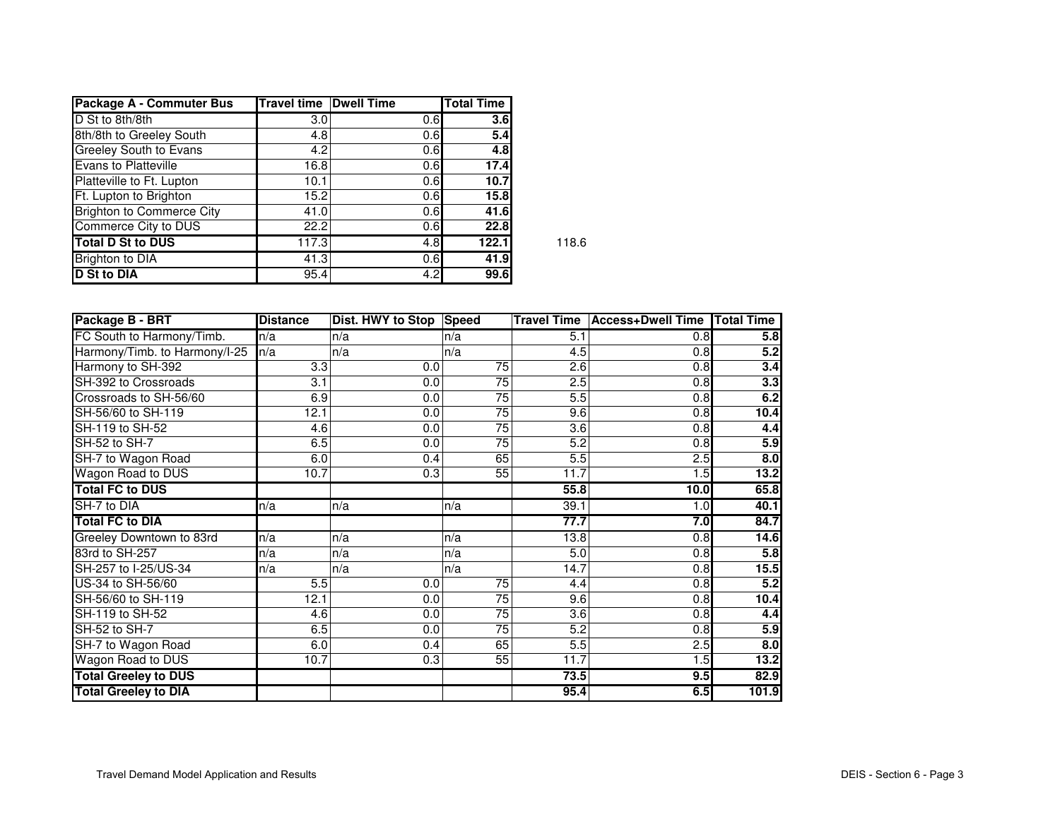| Package A - Commuter Bus | Travel time | Dwell Time | Total Time | |
|---|---|---|---|---|
| D St to 8th/8th | 3.0 | 0.6 | **3.6** | |
| 8th/8th to Greeley South | 4.8 | 0.6 | **5.4** | |
| Greeley South to Evans | 4.2 | 0.6 | **4.8** | |
| Evans to Platteville | 16.8 | 0.6 | **17.4** | |
| Platteville to Ft. Lupton | 10.1 | 0.6 | **10.7** | |
| Ft. Lupton to Brighton | 15.2 | 0.6 | **15.8** | |
| Brighton to Commerce City | 41.0 | 0.6 | **41.6** | |
| Commerce City to DUS | 22.2 | 0.6 | **22.8** | |
| **Total D St to DUS** | 117.3 | 4.8 | **122.1** | 118.6 |
| Brighton to DIA | 41.3 | 0.6 | **41.9** | |
| **D St to DIA** | 95.4 | 4.2 | **99.6** | |

| Package B - BRT | Distance | Dist. HWY to Stop | Speed | Travel Time | Access+Dwell Time | Total Time |
|---|---|---|---|---|---|---|
| FC South to Harmony/Timb. | n/a | n/a | n/a | 5.1 | 0.8 | **5.8** |
| Harmony/Timb. to Harmony/I-25 | n/a | n/a | n/a | 4.5 | 0.8 | **5.2** |
| Harmony to SH-392 | 3.3 | 0.0 | 75 | 2.6 | 0.8 | **3.4** |
| SH-392 to Crossroads | 3.1 | 0.0 | 75 | 2.5 | 0.8 | **3.3** |
| Crossroads to SH-56/60 | 6.9 | 0.0 | 75 | 5.5 | 0.8 | **6.2** |
| SH-56/60 to SH-119 | 12.1 | 0.0 | 75 | 9.6 | 0.8 | **10.4** |
| SH-119 to SH-52 | 4.6 | 0.0 | 75 | 3.6 | 0.8 | **4.4** |
| SH-52 to SH-7 | 6.5 | 0.0 | 75 | 5.2 | 0.8 | **5.9** |
| SH-7 to Wagon Road | 6.0 | 0.4 | 65 | 5.5 | 2.5 | **8.0** |
| Wagon Road to DUS | 10.7 | 0.3 | 55 | 11.7 | 1.5 | **13.2** |
| **Total FC to DUS** | | | | **55.8** | **10.0** | **65.8** |
| SH-7 to DIA | n/a | n/a | n/a | 39.1 | 1.0 | **40.1** |
| **Total FC to DIA** | | | | **77.7** | **7.0** | **84.7** |
| Greeley Downtown to 83rd | n/a | n/a | n/a | 13.8 | 0.8 | **14.6** |
| 83rd to SH-257 | n/a | n/a | n/a | 5.0 | 0.8 | **5.8** |
| SH-257 to I-25/US-34 | n/a | n/a | n/a | 14.7 | 0.8 | **15.5** |
| US-34 to SH-56/60 | 5.5 | 0.0 | 75 | 4.4 | 0.8 | **5.2** |
| SH-56/60 to SH-119 | 12.1 | 0.0 | 75 | 9.6 | 0.8 | **10.4** |
| SH-119 to SH-52 | 4.6 | 0.0 | 75 | 3.6 | 0.8 | **4.4** |
| SH-52 to SH-7 | 6.5 | 0.0 | 75 | 5.2 | 0.8 | **5.9** |
| SH-7 to Wagon Road | 6.0 | 0.4 | 65 | 5.5 | 2.5 | **8.0** |
| Wagon Road to DUS | 10.7 | 0.3 | 55 | 11.7 | 1.5 | **13.2** |
| **Total Greeley to DUS** | | | | **73.5** | **9.5** | **82.9** |
| **Total Greeley to DIA** | | | | **95.4** | **6.5** | **101.9** |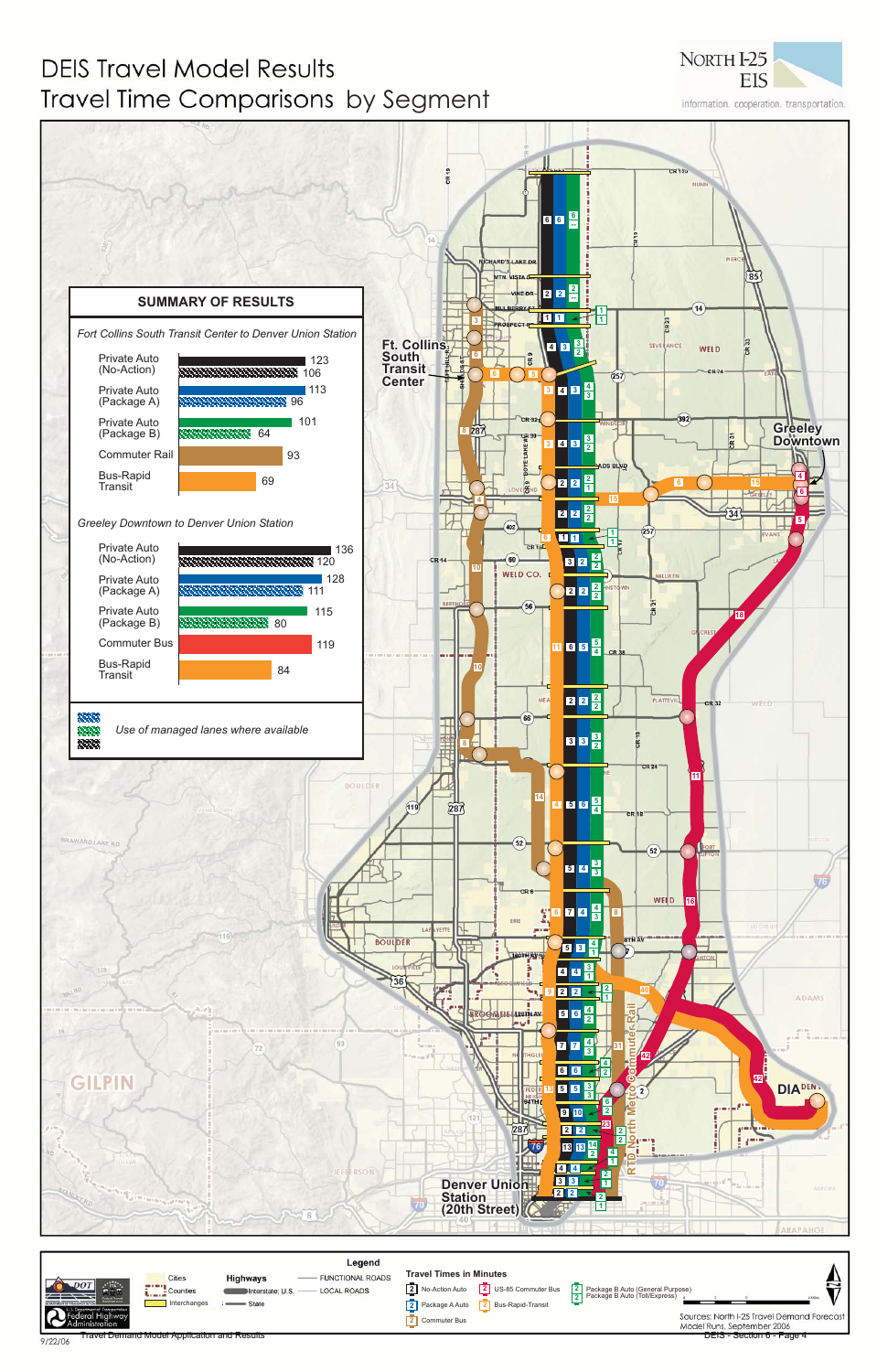# DEIS Travel Model Results

## Travel Time Comparisons by Segment

NORTH I-25 EIS
information. cooperation. transportation.

### SUMMARY OF RESULTS

*Fort Collins South Transit Center to Denver Union Station*

| Mode | Time (minutes) |
|---|---|
| Private Auto (No-Action) | 123 |
| Private Auto (No-Action) – managed lanes | 106 |
| Private Auto (Package A) | 113 |
| Private Auto (Package A) – managed lanes | 96 |
| Private Auto (Package B) | 101 |
| Private Auto (Package B) – managed lanes | 64 |
| Commuter Rail | 93 |
| Bus-Rapid Transit | 69 |

*Greeley Downtown to Denver Union Station*

| Mode | Time (minutes) |
|---|---|
| Private Auto (No-Action) | 136 |
| Private Auto (No-Action) – managed lanes | 120 |
| Private Auto (Package A) | 128 |
| Private Auto (Package A) – managed lanes | 111 |
| Private Auto (Package B) | 115 |
| Private Auto (Package B) – managed lanes | 80 |
| Commuter Bus | 119 |
| Bus-Rapid Transit | 84 |

*Use of managed lanes where available*

Ft. Collins South Transit Center

Greeley Downtown

Denver Union Station (20th Street)

DIA

RTD North Metro Commuter Rail

### Legend

**Travel Times in Minutes**

- No-Action Auto
- Package A Auto
- Commuter Bus
- US-85 Commuter Bus
- Bus-Rapid-Transit
- Package B Auto (General Purpose) / Package B Auto (Toll/Express)

**Highways**

- Interstate; U.S.
- State
- Functional Roads
- Local Roads

Cities, Counties, Interchanges

Sources: North I-25 Travel Demand Forecast Model Runs, September 2006

9/22/06 Travel Demand Model Application and Results

DEIS - Section 6 - Page 4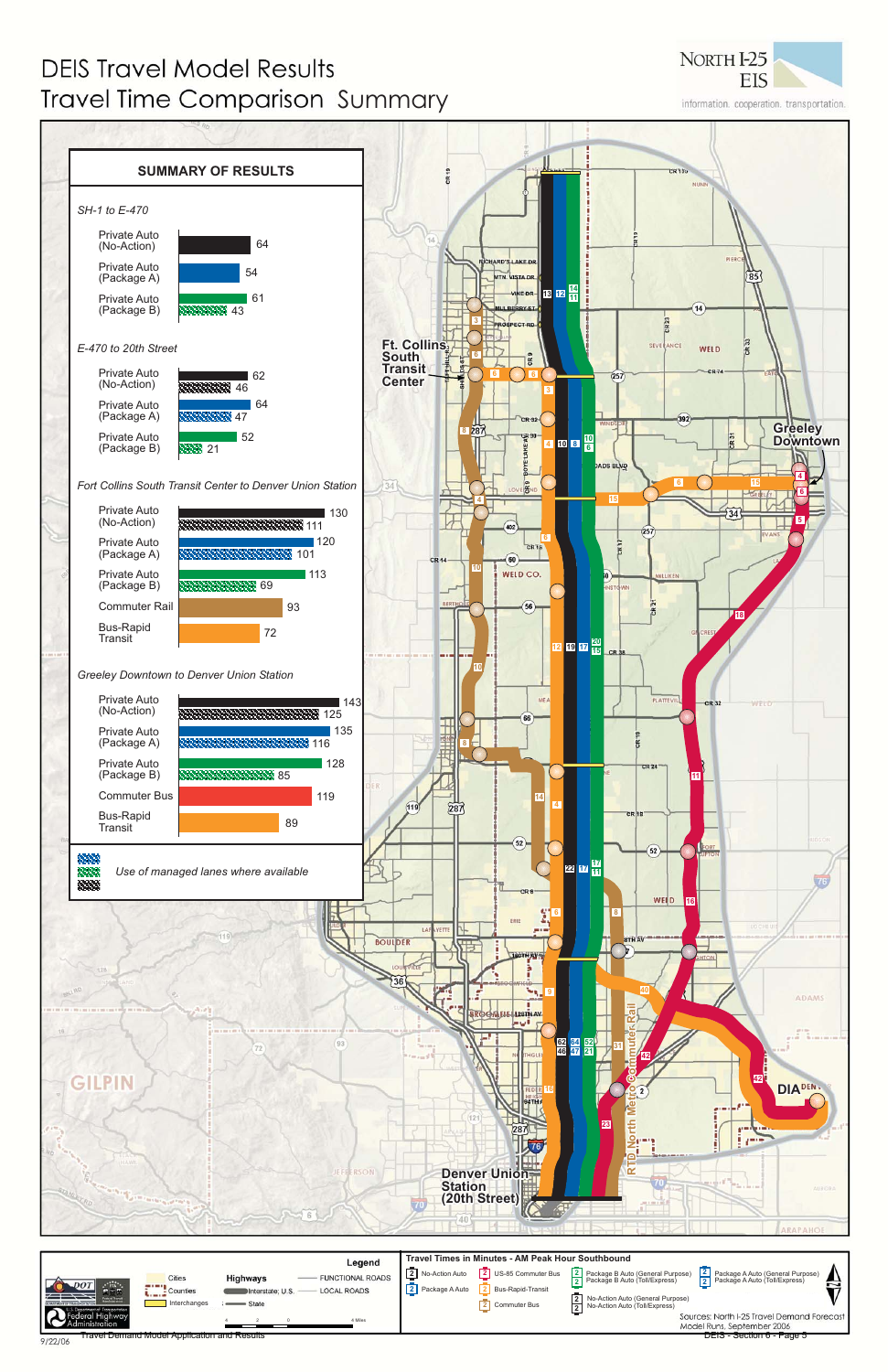# DEIS Travel Model Results
# Travel Time Comparison Summary

NORTH I-25 EIS
information. cooperation. transportation.

## SUMMARY OF RESULTS

*SH-1 to E-470*

Private Auto (No-Action) 64
Private Auto (Package A) 54
Private Auto (Package B) 61 43

*E-470 to 20th Street*

Private Auto (No-Action) 62 46
Private Auto (Package A) 64 47
Private Auto (Package B) 52 21

*Fort Collins South Transit Center to Denver Union Station*

Private Auto (No-Action) 130 111
Private Auto (Package A) 120 101
Private Auto (Package B) 113 69
Commuter Rail 93
Bus-Rapid Transit 72

*Greeley Downtown to Denver Union Station*

Private Auto (No-Action) 143 125
Private Auto (Package A) 135 116
Private Auto (Package B) 128 85
Commuter Bus 119
Bus-Rapid Transit 89

*Use of managed lanes where available*

Ft. Collins South Transit Center

Greeley Downtown

DIA

Denver Union Station (20th Street)

RTD North Metro Commuter Rail

### Legend

Cities
Counties
Interchanges

Highways
Interstate; U.S.
State

FUNCTIONAL ROADS
LOCAL ROADS

### Travel Times in Minutes - AM Peak Hour Southbound

No-Action Auto
Package A Auto
US-85 Commuter Bus
Bus-Rapid-Transit
Commuter Bus
Package B Auto (General Purpose) / Package B Auto (Toll/Express)
No-Action Auto (General Purpose) / No-Action Auto (Toll/Express)
Package A Auto (General Purpose) / Package A Auto (Toll/Express)

Sources: North I-25 Travel Demand Forecast Model Runs, September 2006

9/22/06 Travel Demand Model Application and Results

DEIS - Section 6 - Page 5